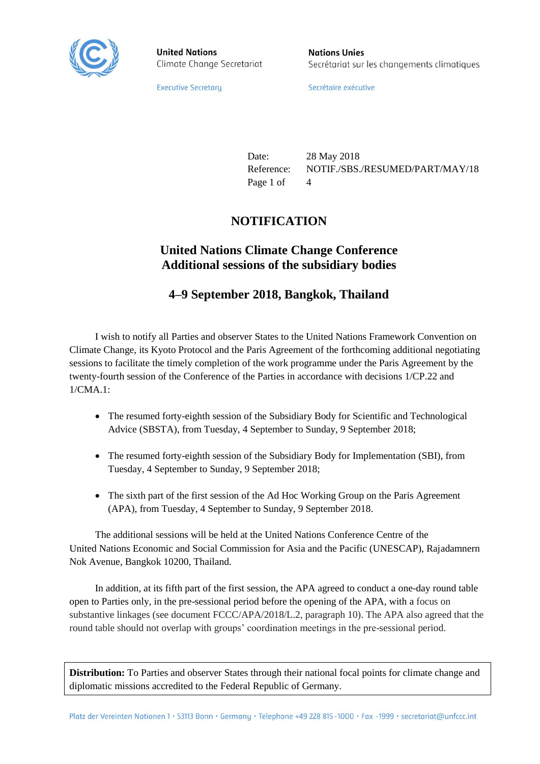**United Nations**
Climate Change Secretariat

Executive Secretary

**Nations Unies**
Secrétariat sur les changements climatiques

Secrétaire exécutive

Date: 28 May 2018
Reference: NOTIF./SBS./RESUMED/PART/MAY/18
Page 1 of 4

# NOTIFICATION

## United Nations Climate Change Conference Additional sessions of the subsidiary bodies

## 4–9 September 2018, Bangkok, Thailand

I wish to notify all Parties and observer States to the United Nations Framework Convention on Climate Change, its Kyoto Protocol and the Paris Agreement of the forthcoming additional negotiating sessions to facilitate the timely completion of the work programme under the Paris Agreement by the twenty-fourth session of the Conference of the Parties in accordance with decisions 1/CP.22 and 1/CMA.1:

- The resumed forty-eighth session of the Subsidiary Body for Scientific and Technological Advice (SBSTA), from Tuesday, 4 September to Sunday, 9 September 2018;
- The resumed forty-eighth session of the Subsidiary Body for Implementation (SBI), from Tuesday, 4 September to Sunday, 9 September 2018;
- The sixth part of the first session of the Ad Hoc Working Group on the Paris Agreement (APA), from Tuesday, 4 September to Sunday, 9 September 2018.

The additional sessions will be held at the United Nations Conference Centre of the United Nations Economic and Social Commission for Asia and the Pacific (UNESCAP), Rajadamnern Nok Avenue, Bangkok 10200, Thailand.

In addition, at its fifth part of the first session, the APA agreed to conduct a one-day round table open to Parties only, in the pre-sessional period before the opening of the APA, with a focus on substantive linkages (see document FCCC/APA/2018/L.2, paragraph 10). The APA also agreed that the round table should not overlap with groups' coordination meetings in the pre-sessional period.

**Distribution:** To Parties and observer States through their national focal points for climate change and diplomatic missions accredited to the Federal Republic of Germany.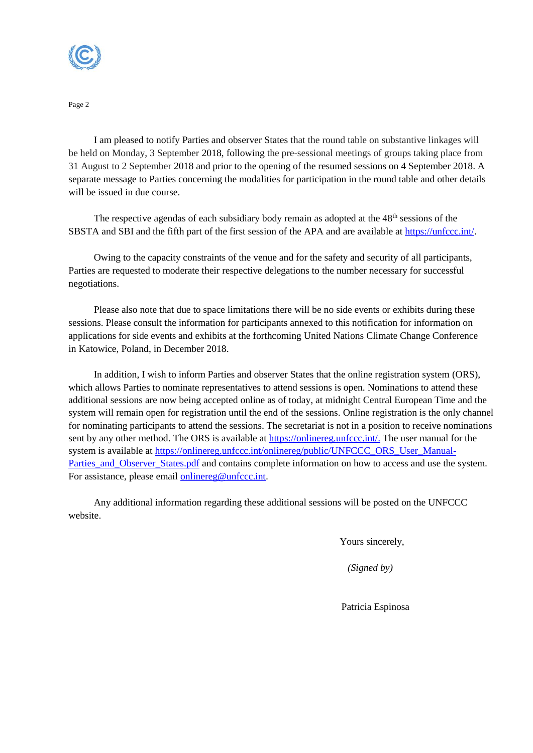I am pleased to notify Parties and observer States that the round table on substantive linkages will be held on Monday, 3 September 2018, following the pre-sessional meetings of groups taking place from 31 August to 2 September 2018 and prior to the opening of the resumed sessions on 4 September 2018. A separate message to Parties concerning the modalities for participation in the round table and other details will be issued in due course.

The respective agendas of each subsidiary body remain as adopted at the 48th sessions of the SBSTA and SBI and the fifth part of the first session of the APA and are available at https://unfccc.int/.

Owing to the capacity constraints of the venue and for the safety and security of all participants, Parties are requested to moderate their respective delegations to the number necessary for successful negotiations.

Please also note that due to space limitations there will be no side events or exhibits during these sessions. Please consult the information for participants annexed to this notification for information on applications for side events and exhibits at the forthcoming United Nations Climate Change Conference in Katowice, Poland, in December 2018.

In addition, I wish to inform Parties and observer States that the online registration system (ORS), which allows Parties to nominate representatives to attend sessions is open. Nominations to attend these additional sessions are now being accepted online as of today, at midnight Central European Time and the system will remain open for registration until the end of the sessions. Online registration is the only channel for nominating participants to attend the sessions. The secretariat is not in a position to receive nominations sent by any other method. The ORS is available at https://onlinereg.unfccc.int/. The user manual for the system is available at https://onlinereg.unfccc.int/onlinereg/public/UNFCCC_ORS_User_Manual-Parties_and_Observer_States.pdf and contains complete information on how to access and use the system. For assistance, please email onlinereg@unfccc.int.

Any additional information regarding these additional sessions will be posted on the UNFCCC website.

Yours sincerely,

*(Signed by)*

Patricia Espinosa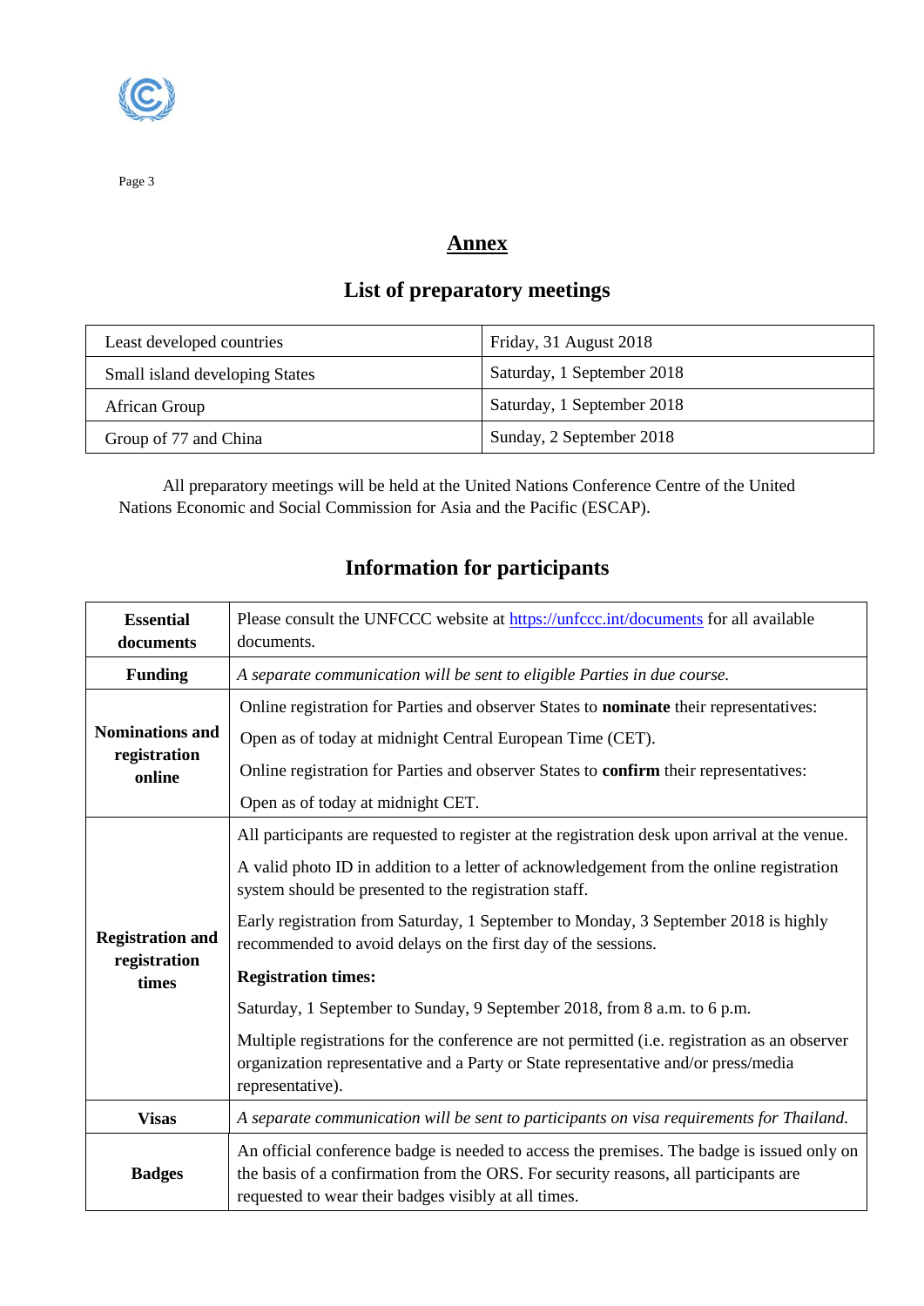# Annex

## List of preparatory meetings

| | |
|---|---|
| Least developed countries | Friday, 31 August 2018 |
| Small island developing States | Saturday, 1 September 2018 |
| African Group | Saturday, 1 September 2018 |
| Group of 77 and China | Sunday, 2 September 2018 |

All preparatory meetings will be held at the United Nations Conference Centre of the United Nations Economic and Social Commission for Asia and the Pacific (ESCAP).

## Information for participants

| | |
|---|---|
| **Essential documents** | Please consult the UNFCCC website at https://unfccc.int/documents for all available documents. |
| **Funding** | *A separate communication will be sent to eligible Parties in due course.* |
| **Nominations and registration online** | Online registration for Parties and observer States to **nominate** their representatives:<br>Open as of today at midnight Central European Time (CET).<br>Online registration for Parties and observer States to **confirm** their representatives:<br>Open as of today at midnight CET. |
| **Registration and registration times** | All participants are requested to register at the registration desk upon arrival at the venue.<br>A valid photo ID in addition to a letter of acknowledgement from the online registration system should be presented to the registration staff.<br>Early registration from Saturday, 1 September to Monday, 3 September 2018 is highly recommended to avoid delays on the first day of the sessions.<br>**Registration times:**<br>Saturday, 1 September to Sunday, 9 September 2018, from 8 a.m. to 6 p.m.<br>Multiple registrations for the conference are not permitted (i.e. registration as an observer organization representative and a Party or State representative and/or press/media representative). |
| **Visas** | *A separate communication will be sent to participants on visa requirements for Thailand.* |
| **Badges** | An official conference badge is needed to access the premises. The badge is issued only on the basis of a confirmation from the ORS. For security reasons, all participants are requested to wear their badges visibly at all times. |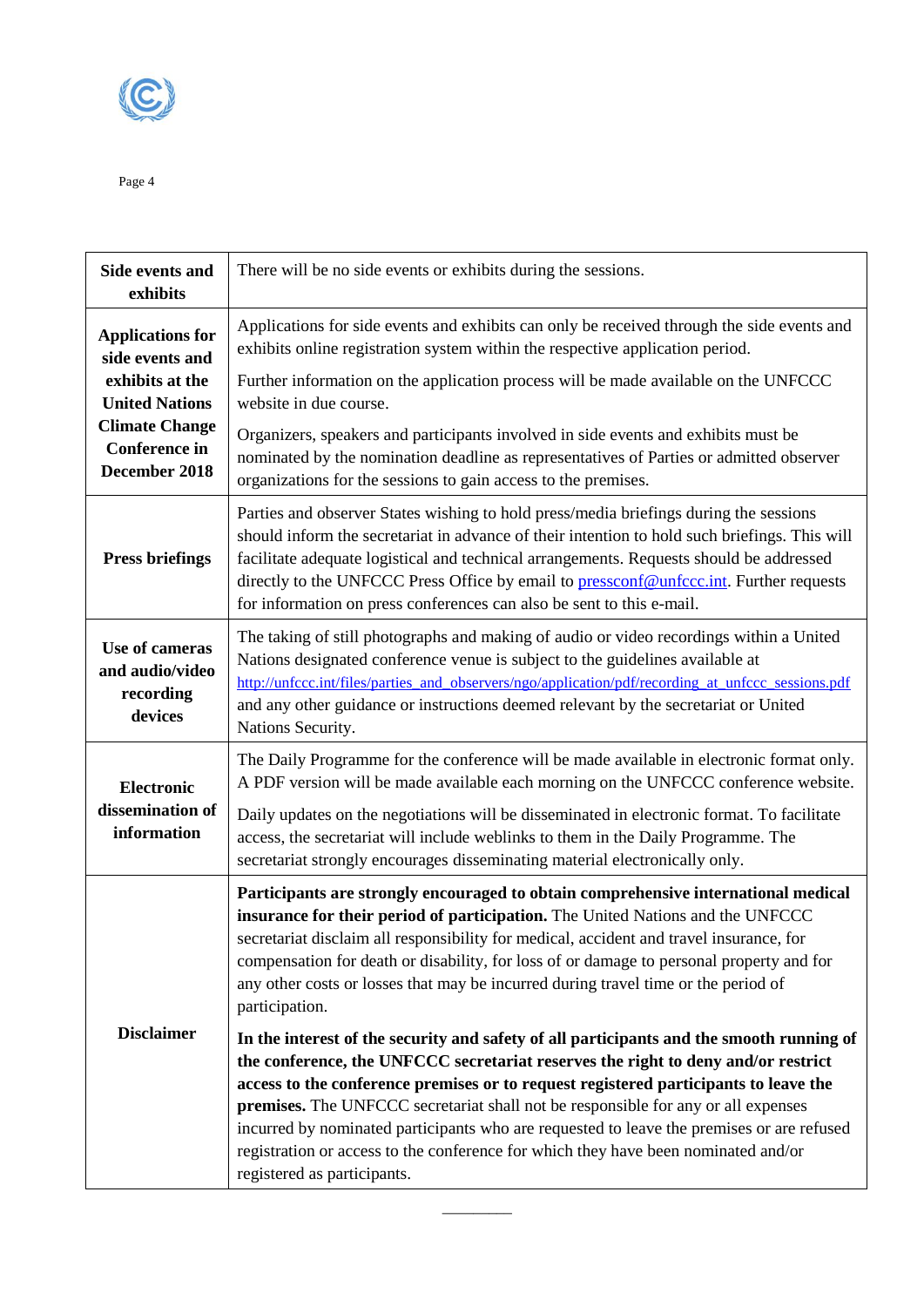| | |
|---|---|
| **Side events and exhibits** | There will be no side events or exhibits during the sessions. |
| **Applications for side events and exhibits at the United Nations Climate Change Conference in December 2018** | Applications for side events and exhibits can only be received through the side events and exhibits online registration system within the respective application period.<br><br>Further information on the application process will be made available on the UNFCCC website in due course.<br><br>Organizers, speakers and participants involved in side events and exhibits must be nominated by the nomination deadline as representatives of Parties or admitted observer organizations for the sessions to gain access to the premises. |
| **Press briefings** | Parties and observer States wishing to hold press/media briefings during the sessions should inform the secretariat in advance of their intention to hold such briefings. This will facilitate adequate logistical and technical arrangements. Requests should be addressed directly to the UNFCCC Press Office by email to pressconf@unfccc.int. Further requests for information on press conferences can also be sent to this e-mail. |
| **Use of cameras and audio/video recording devices** | The taking of still photographs and making of audio or video recordings within a United Nations designated conference venue is subject to the guidelines available at http://unfccc.int/files/parties_and_observers/ngo/application/pdf/recording_at_unfccc_sessions.pdf and any other guidance or instructions deemed relevant by the secretariat or United Nations Security. |
| **Electronic dissemination of information** | The Daily Programme for the conference will be made available in electronic format only. A PDF version will be made available each morning on the UNFCCC conference website.<br><br>Daily updates on the negotiations will be disseminated in electronic format. To facilitate access, the secretariat will include weblinks to them in the Daily Programme. The secretariat strongly encourages disseminating material electronically only. |
| **Disclaimer** | **Participants are strongly encouraged to obtain comprehensive international medical insurance for their period of participation.** The United Nations and the UNFCCC secretariat disclaim all responsibility for medical, accident and travel insurance, for compensation for death or disability, for loss of or damage to personal property and for any other costs or losses that may be incurred during travel time or the period of participation.<br><br>**In the interest of the security and safety of all participants and the smooth running of the conference, the UNFCCC secretariat reserves the right to deny and/or restrict access to the conference premises or to request registered participants to leave the premises.** The UNFCCC secretariat shall not be responsible for any or all expenses incurred by nominated participants who are requested to leave the premises or are refused registration or access to the conference for which they have been nominated and/or registered as participants. |